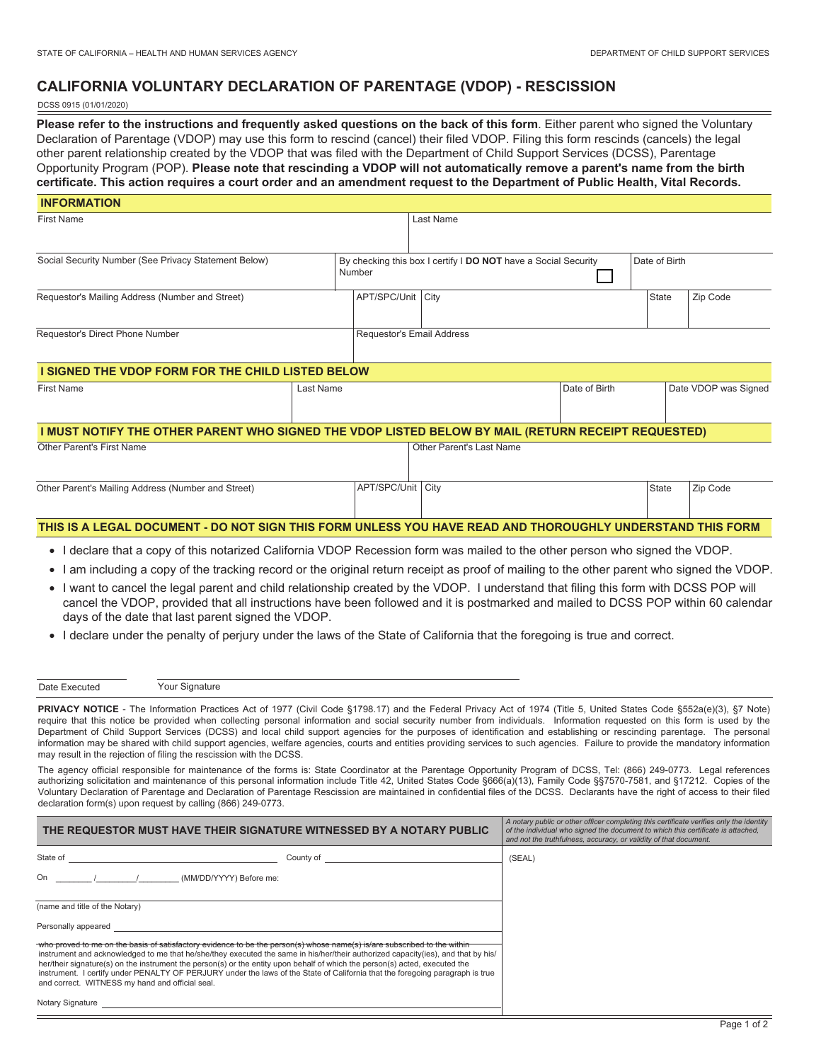STATE OF CALIFORNIA – HEALTH AND HUMAN SERVICES AGENCY

DEPARTMENT OF CHILD SUPPORT SERVICES

# CALIFORNIA VOLUNTARY DECLARATION OF PARENTAGE (VDOP) - RESCISSION

DCSS 0915 (01/01/2020)

**Please refer to the instructions and frequently asked questions on the back of this form**. Either parent who signed the Voluntary Declaration of Parentage (VDOP) may use this form to rescind (cancel) their filed VDOP. Filing this form rescinds (cancels) the legal other parent relationship created by the VDOP that was filed with the Department of Child Support Services (DCSS), Parentage Opportunity Program (POP). **Please note that rescinding a VDOP will not automatically remove a parent's name from the birth certificate. This action requires a court order and an amendment request to the Department of Public Health, Vital Records.**

## INFORMATION

| First Name | | Last Name | | |
|---|---|---|---|---|
| | | | | |

| Social Security Number (See Privacy Statement Below) | By checking this box I certify I **DO NOT** have a Social Security Number ☐ | Date of Birth |
|---|---|---|
| | | |

| Requestor's Mailing Address (Number and Street) | APT/SPC/Unit | City | State | Zip Code |
|---|---|---|---|---|
| | | | | |

| Requestor's Direct Phone Number | Requestor's Email Address |
|---|---|
| | |

## I SIGNED THE VDOP FORM FOR THE CHILD LISTED BELOW

| First Name | Last Name | Date of Birth | Date VDOP was Signed |
|---|---|---|---|
| | | | |

## I MUST NOTIFY THE OTHER PARENT WHO SIGNED THE VDOP LISTED BELOW BY MAIL (RETURN RECEIPT REQUESTED)

| Other Parent's First Name | Other Parent's Last Name |
|---|---|
| | |

| Other Parent's Mailing Address (Number and Street) | APT/SPC/Unit | City | State | Zip Code |
|---|---|---|---|---|
| | | | | |

## THIS IS A LEGAL DOCUMENT - DO NOT SIGN THIS FORM UNLESS YOU HAVE READ AND THOROUGHLY UNDERSTAND THIS FORM

- I declare that a copy of this notarized California VDOP Recession form was mailed to the other person who signed the VDOP.
- I am including a copy of the tracking record or the original return receipt as proof of mailing to the other parent who signed the VDOP.
- I want to cancel the legal parent and child relationship created by the VDOP. I understand that filing this form with DCSS POP will cancel the VDOP, provided that all instructions have been followed and it is postmarked and mailed to DCSS POP within 60 calendar days of the date that last parent signed the VDOP.
- I declare under the penalty of perjury under the laws of the State of California that the foregoing is true and correct.

\_\_\_\_\_\_\_\_\_\_\_\_\_\_ \_\_\_\_\_\_\_\_\_\_\_\_\_\_\_\_\_\_\_\_\_\_\_\_\_\_\_\_\_\_\_\_\_\_\_\_\_\_\_\_

Date Executed Your Signature

**PRIVACY NOTICE** - The Information Practices Act of 1977 (Civil Code §1798.17) and the Federal Privacy Act of 1974 (Title 5, United States Code §552a(e)(3), §7 Note) require that this notice be provided when collecting personal information and social security number from individuals. Information requested on this form is used by the Department of Child Support Services (DCSS) and local child support agencies for the purposes of identification and establishing or rescinding parentage. The personal information may be shared with child support agencies, welfare agencies, courts and entities providing services to such agencies. Failure to provide the mandatory information may result in the rejection of filing the rescission with the DCSS.

The agency official responsible for maintenance of the forms is: State Coordinator at the Parentage Opportunity Program of DCSS, Tel: (866) 249-0773. Legal references authorizing solicitation and maintenance of this personal information include Title 42, United States Code §666(a)(13), Family Code §§7570-7581, and §17212. Copies of the Voluntary Declaration of Parentage and Declaration of Parentage Rescission are maintained in confidential files of the DCSS. Declarants have the right of access to their filed declaration form(s) upon request by calling (866) 249-0773.

## THE REQUESTOR MUST HAVE THEIR SIGNATURE WITNESSED BY A NOTARY PUBLIC

*A notary public or other officer completing this certificate verifies only the identity of the individual who signed the document to which this certificate is attached, and not the truthfulness, accuracy, or validity of that document.*

State of \_\_\_\_\_\_\_\_\_\_\_\_\_\_\_\_\_\_\_\_ County of \_\_\_\_\_\_\_\_\_\_\_\_\_\_\_\_\_\_\_\_

On \_\_\_\_\_\_/\_\_\_\_\_\_/\_\_\_\_\_\_ (MM/DD/YYYY) Before me:

\_\_\_\_\_\_\_\_\_\_\_\_\_\_\_\_\_\_\_\_\_\_\_\_\_\_\_\_\_\_\_\_\_\_\_\_\_\_\_\_

(name and title of the Notary)

Personally appeared \_\_\_\_\_\_\_\_\_\_\_\_\_\_\_\_\_\_\_\_\_\_\_\_\_\_\_\_\_\_\_\_\_\_\_\_\_\_\_\_

who proved to me on the basis of satisfactory evidence to be the person(s) whose name(s) is/are subscribed to the within instrument and acknowledged to me that he/she/they executed the same in his/her/their authorized capacity(ies), and that by his/her/their signature(s) on the instrument the person(s) or the entity upon behalf of which the person(s) acted, executed the instrument. I certify under PENALTY OF PERJURY under the laws of the State of California that the foregoing paragraph is true and correct. WITNESS my hand and official seal.

Notary Signature \_\_\_\_\_\_\_\_\_\_\_\_\_\_\_\_\_\_\_\_\_\_\_\_\_\_\_\_\_\_\_\_\_\_\_\_\_\_\_\_

(SEAL)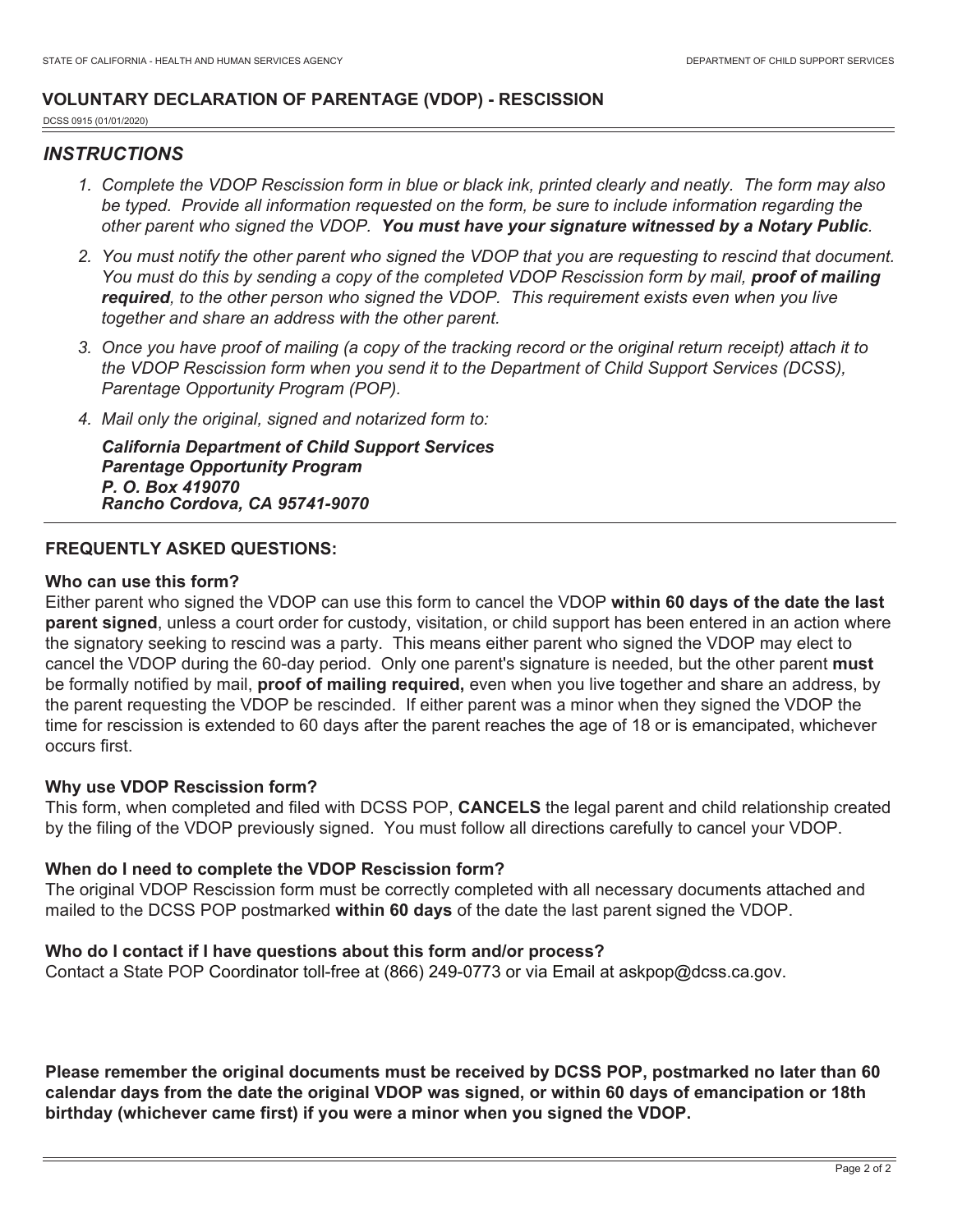# VOLUNTARY DECLARATION OF PARENTAGE (VDOP) - RESCISSION

DCSS 0915 (01/01/2020)

## *INSTRUCTIONS*

1. *Complete the VDOP Rescission form in blue or black ink, printed clearly and neatly. The form may also be typed. Provide all information requested on the form, be sure to include information regarding the other parent who signed the VDOP.* ***You must have your signature witnessed by a Notary Public****.*
2. *You must notify the other parent who signed the VDOP that you are requesting to rescind that document. You must do this by sending a copy of the completed VDOP Rescission form by mail,* ***proof of mailing required****, to the other person who signed the VDOP. This requirement exists even when you live together and share an address with the other parent.*
3. *Once you have proof of mailing (a copy of the tracking record or the original return receipt) attach it to the VDOP Rescission form when you send it to the Department of Child Support Services (DCSS), Parentage Opportunity Program (POP).*
4. *Mail only the original, signed and notarized form to:*

   ***California Department of Child Support Services***
   ***Parentage Opportunity Program***
   ***P. O. Box 419070***
   ***Rancho Cordova, CA 95741-9070***

## FREQUENTLY ASKED QUESTIONS:

### Who can use this form?

Either parent who signed the VDOP can use this form to cancel the VDOP **within 60 days of the date the last parent signed**, unless a court order for custody, visitation, or child support has been entered in an action where the signatory seeking to rescind was a party. This means either parent who signed the VDOP may elect to cancel the VDOP during the 60-day period. Only one parent's signature is needed, but the other parent **must** be formally notified by mail, **proof of mailing required,** even when you live together and share an address, by the parent requesting the VDOP be rescinded. If either parent was a minor when they signed the VDOP the time for rescission is extended to 60 days after the parent reaches the age of 18 or is emancipated, whichever occurs first.

### Why use VDOP Rescission form?

This form, when completed and filed with DCSS POP, **CANCELS** the legal parent and child relationship created by the filing of the VDOP previously signed. You must follow all directions carefully to cancel your VDOP.

### When do I need to complete the VDOP Rescission form?

The original VDOP Rescission form must be correctly completed with all necessary documents attached and mailed to the DCSS POP postmarked **within 60 days** of the date the last parent signed the VDOP.

### Who do I contact if I have questions about this form and/or process?

Contact a State POP Coordinator toll-free at (866) 249-0773 or via Email at askpop@dcss.ca.gov.

**Please remember the original documents must be received by DCSS POP, postmarked no later than 60 calendar days from the date the original VDOP was signed, or within 60 days of emancipation or 18th birthday (whichever came first) if you were a minor when you signed the VDOP.**